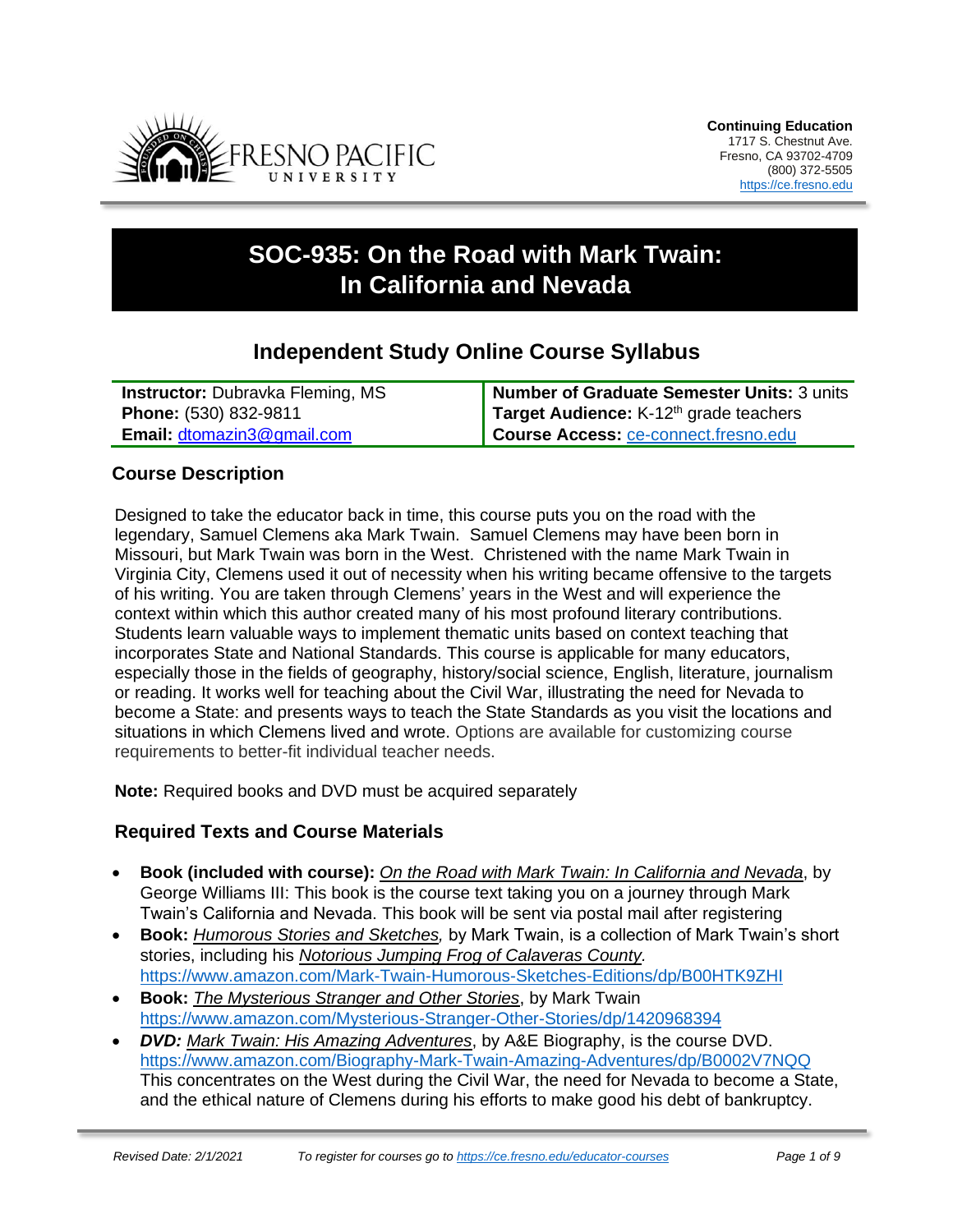**Continuing Education**
1717 S. Chestnut Ave.
Fresno, CA 93702-4709
(800) 372-5505
https://ce.fresno.edu

# SOC-935: On the Road with Mark Twain: In California and Nevada

## Independent Study Online Course Syllabus

| | |
|---|---|
| **Instructor:** Dubravka Fleming, MS | **Number of Graduate Semester Units:** 3 units |
| **Phone:** (530) 832-9811 | **Target Audience:** K-12th grade teachers |
| **Email:** dtomazin3@gmail.com | **Course Access:** ce-connect.fresno.edu |

### Course Description

Designed to take the educator back in time, this course puts you on the road with the legendary, Samuel Clemens aka Mark Twain. Samuel Clemens may have been born in Missouri, but Mark Twain was born in the West. Christened with the name Mark Twain in Virginia City, Clemens used it out of necessity when his writing became offensive to the targets of his writing. You are taken through Clemens' years in the West and will experience the context within which this author created many of his most profound literary contributions. Students learn valuable ways to implement thematic units based on context teaching that incorporates State and National Standards. This course is applicable for many educators, especially those in the fields of geography, history/social science, English, literature, journalism or reading. It works well for teaching about the Civil War, illustrating the need for Nevada to become a State: and presents ways to teach the State Standards as you visit the locations and situations in which Clemens lived and wrote. Options are available for customizing course requirements to better-fit individual teacher needs.

**Note:** Required books and DVD must be acquired separately

### Required Texts and Course Materials

- **Book (included with course):** _On the Road with Mark Twain: In California and Nevada_, by George Williams III: This book is the course text taking you on a journey through Mark Twain's California and Nevada. This book will be sent via postal mail after registering
- **Book:** _Humorous Stories and Sketches,_ by Mark Twain, is a collection of Mark Twain's short stories, including his _Notorious Jumping Frog of Calaveras County._ https://www.amazon.com/Mark-Twain-Humorous-Sketches-Editions/dp/B00HTK9ZHI
- **Book:** _The Mysterious Stranger and Other Stories_, by Mark Twain https://www.amazon.com/Mysterious-Stranger-Other-Stories/dp/1420968394
- ***DVD:*** _Mark Twain: His Amazing Adventures_, by A&E Biography, is the course DVD. https://www.amazon.com/Biography-Mark-Twain-Amazing-Adventures/dp/B0002V7NQQ This concentrates on the West during the Civil War, the need for Nevada to become a State, and the ethical nature of Clemens during his efforts to make good his debt of bankruptcy.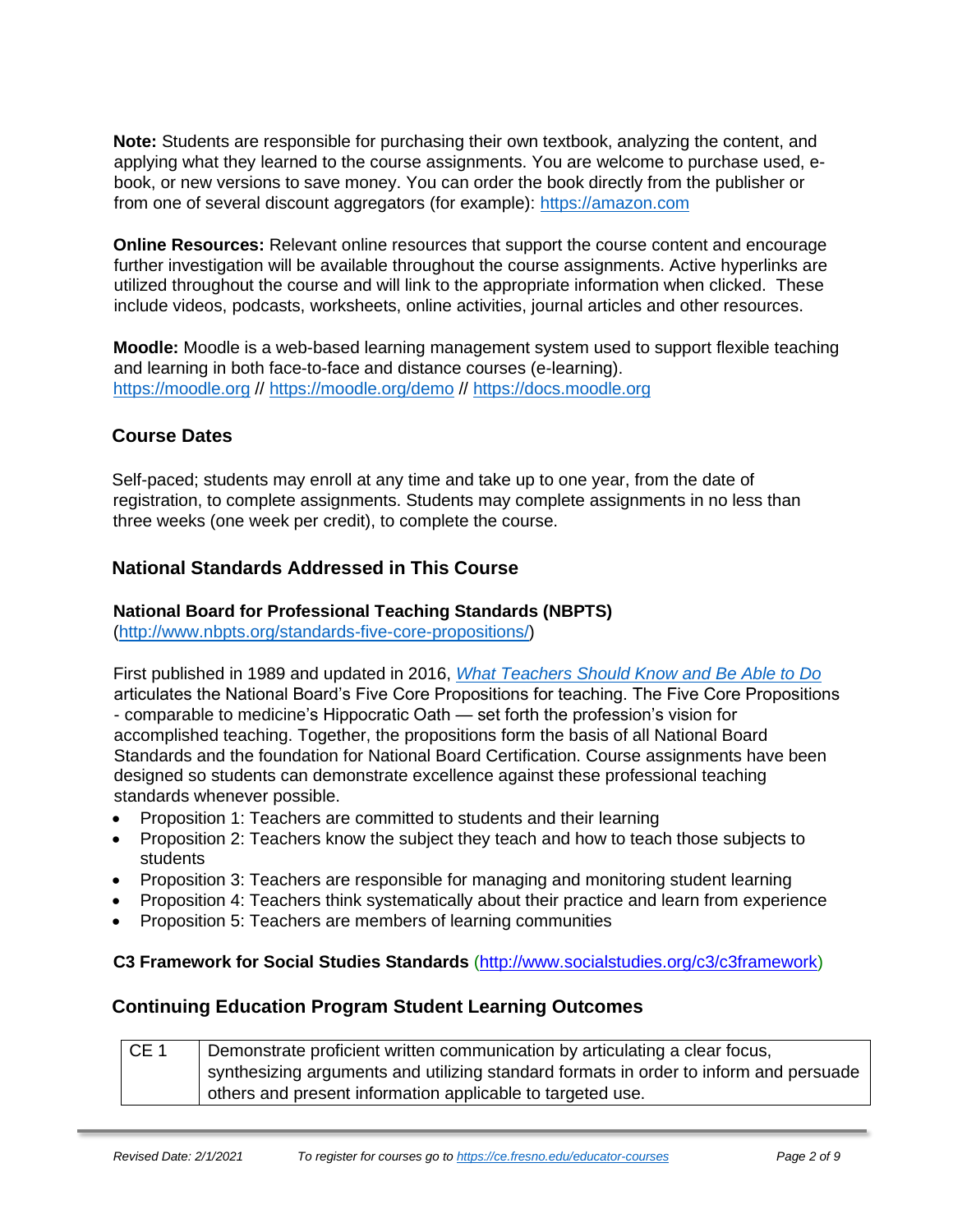**Note:** Students are responsible for purchasing their own textbook, analyzing the content, and applying what they learned to the course assignments. You are welcome to purchase used, e-book, or new versions to save money. You can order the book directly from the publisher or from one of several discount aggregators (for example): [https://amazon.com](https://amazon.com)

**Online Resources:** Relevant online resources that support the course content and encourage further investigation will be available throughout the course assignments. Active hyperlinks are utilized throughout the course and will link to the appropriate information when clicked. These include videos, podcasts, worksheets, online activities, journal articles and other resources.

**Moodle:** Moodle is a web-based learning management system used to support flexible teaching and learning in both face-to-face and distance courses (e-learning).
[https://moodle.org](https://moodle.org) // [https://moodle.org/demo](https://moodle.org/demo) // [https://docs.moodle.org](https://docs.moodle.org)

## Course Dates

Self-paced; students may enroll at any time and take up to one year, from the date of registration, to complete assignments. Students may complete assignments in no less than three weeks (one week per credit), to complete the course.

## National Standards Addressed in This Course

### National Board for Professional Teaching Standards (NBPTS)

([http://www.nbpts.org/standards-five-core-propositions/](http://www.nbpts.org/standards-five-core-propositions/))

First published in 1989 and updated in 2016, *What Teachers Should Know and Be Able to Do* articulates the National Board's Five Core Propositions for teaching. The Five Core Propositions - comparable to medicine's Hippocratic Oath — set forth the profession's vision for accomplished teaching. Together, the propositions form the basis of all National Board Standards and the foundation for National Board Certification. Course assignments have been designed so students can demonstrate excellence against these professional teaching standards whenever possible.

- Proposition 1: Teachers are committed to students and their learning
- Proposition 2: Teachers know the subject they teach and how to teach those subjects to students
- Proposition 3: Teachers are responsible for managing and monitoring student learning
- Proposition 4: Teachers think systematically about their practice and learn from experience
- Proposition 5: Teachers are members of learning communities

**C3 Framework for Social Studies Standards** ([http://www.socialstudies.org/c3/c3framework](http://www.socialstudies.org/c3/c3framework))

## Continuing Education Program Student Learning Outcomes

| | |
|---|---|
| CE 1 | Demonstrate proficient written communication by articulating a clear focus, synthesizing arguments and utilizing standard formats in order to inform and persuade others and present information applicable to targeted use. |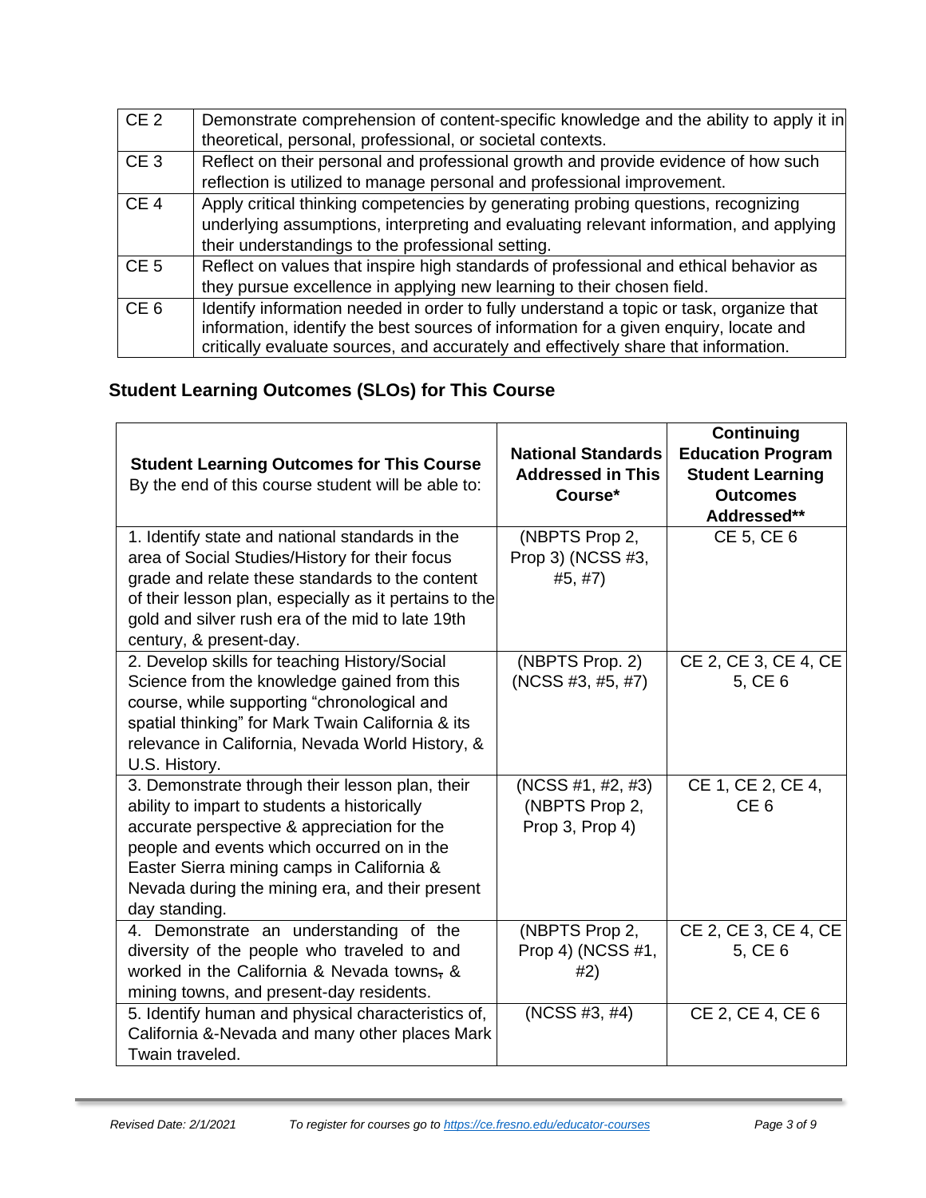| | |
|---|---|
| CE 2 | Demonstrate comprehension of content-specific knowledge and the ability to apply it in theoretical, personal, professional, or societal contexts. |
| CE 3 | Reflect on their personal and professional growth and provide evidence of how such reflection is utilized to manage personal and professional improvement. |
| CE 4 | Apply critical thinking competencies by generating probing questions, recognizing underlying assumptions, interpreting and evaluating relevant information, and applying their understandings to the professional setting. |
| CE 5 | Reflect on values that inspire high standards of professional and ethical behavior as they pursue excellence in applying new learning to their chosen field. |
| CE 6 | Identify information needed in order to fully understand a topic or task, organize that information, identify the best sources of information for a given enquiry, locate and critically evaluate sources, and accurately and effectively share that information. |

## Student Learning Outcomes (SLOs) for This Course

| **Student Learning Outcomes for This Course** By the end of this course student will be able to: | **National Standards Addressed in This Course*** | **Continuing Education Program Student Learning Outcomes Addressed**** |
|---|---|---|
| 1. Identify state and national standards in the area of Social Studies/History for their focus grade and relate these standards to the content of their lesson plan, especially as it pertains to the gold and silver rush era of the mid to late 19th century, & present-day. | (NBPTS Prop 2, Prop 3) (NCSS #3, #5, #7) | CE 5, CE 6 |
| 2. Develop skills for teaching History/Social Science from the knowledge gained from this course, while supporting "chronological and spatial thinking" for Mark Twain California & its relevance in California, Nevada World History, & U.S. History. | (NBPTS Prop. 2) (NCSS #3, #5, #7) | CE 2, CE 3, CE 4, CE 5, CE 6 |
| 3. Demonstrate through their lesson plan, their ability to impart to students a historically accurate perspective & appreciation for the people and events which occurred on in the Easter Sierra mining camps in California & Nevada during the mining era, and their present day standing. | (NCSS #1, #2, #3) (NBPTS Prop 2, Prop 3, Prop 4) | CE 1, CE 2, CE 4, CE 6 |
| 4. Demonstrate an understanding of the diversity of the people who traveled to and worked in the California & Nevada towns, & mining towns, and present-day residents. | (NBPTS Prop 2, Prop 4) (NCSS #1, #2) | CE 2, CE 3, CE 4, CE 5, CE 6 |
| 5. Identify human and physical characteristics of, California &-Nevada and many other places Mark Twain traveled. | (NCSS #3, #4) | CE 2, CE 4, CE 6 |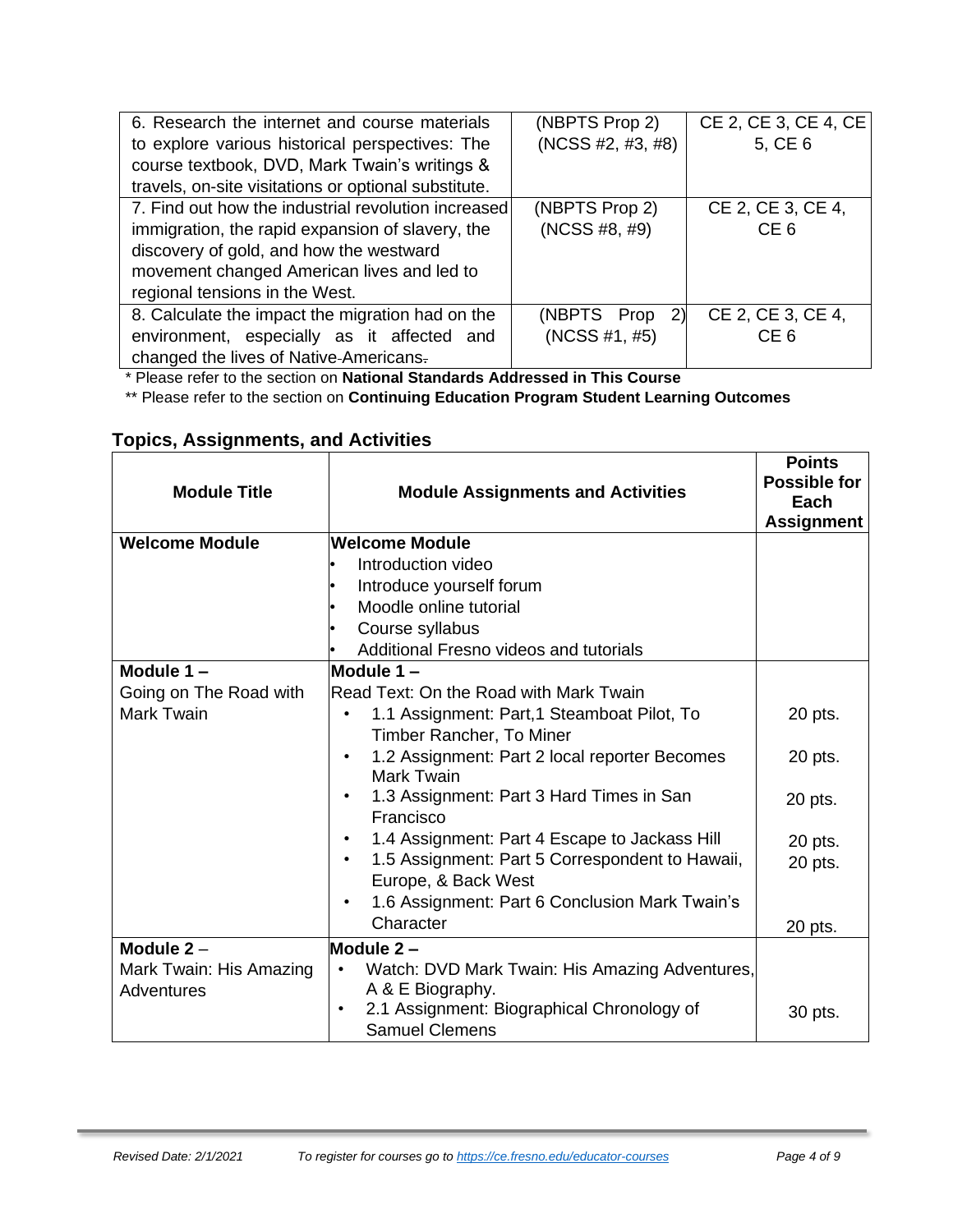| | | |
|---|---|---|
| 6. Research the internet and course materials to explore various historical perspectives: The course textbook, DVD, Mark Twain's writings & travels, on-site visitations or optional substitute. | (NBPTS Prop 2) (NCSS #2, #3, #8) | CE 2, CE 3, CE 4, CE 5, CE 6 |
| 7. Find out how the industrial revolution increased immigration, the rapid expansion of slavery, the discovery of gold, and how the westward movement changed American lives and led to regional tensions in the West. | (NBPTS Prop 2) (NCSS #8, #9) | CE 2, CE 3, CE 4, CE 6 |
| 8. Calculate the impact the migration had on the environment, especially as it affected and changed the lives of Native-Americans. | (NBPTS Prop 2) (NCSS #1, #5) | CE 2, CE 3, CE 4, CE 6 |

* Please refer to the section on **National Standards Addressed in This Course**

** Please refer to the section on **Continuing Education Program Student Learning Outcomes**

## Topics, Assignments, and Activities

| Module Title | Module Assignments and Activities | Points Possible for Each Assignment |
|---|---|---|
| **Welcome Module** | **Welcome Module**<br>• Introduction video<br>• Introduce yourself forum<br>• Moodle online tutorial<br>• Course syllabus<br>• Additional Fresno videos and tutorials | |
| **Module 1 –** Going on The Road with Mark Twain | **Module 1 –**<br>Read Text: On the Road with Mark Twain<br>• 1.1 Assignment: Part,1 Steamboat Pilot, To Timber Rancher, To Miner<br>• 1.2 Assignment: Part 2 local reporter Becomes Mark Twain<br>• 1.3 Assignment: Part 3 Hard Times in San Francisco<br>• 1.4 Assignment: Part 4 Escape to Jackass Hill<br>• 1.5 Assignment: Part 5 Correspondent to Hawaii, Europe, & Back West<br>• 1.6 Assignment: Part 6 Conclusion Mark Twain's Character | 20 pts.<br>20 pts.<br>20 pts.<br>20 pts.<br>20 pts.<br>20 pts. |
| **Module 2 –** Mark Twain: His Amazing Adventures | **Module 2 –**<br>• Watch: DVD Mark Twain: His Amazing Adventures, A & E Biography.<br>• 2.1 Assignment: Biographical Chronology of Samuel Clemens | 30 pts. |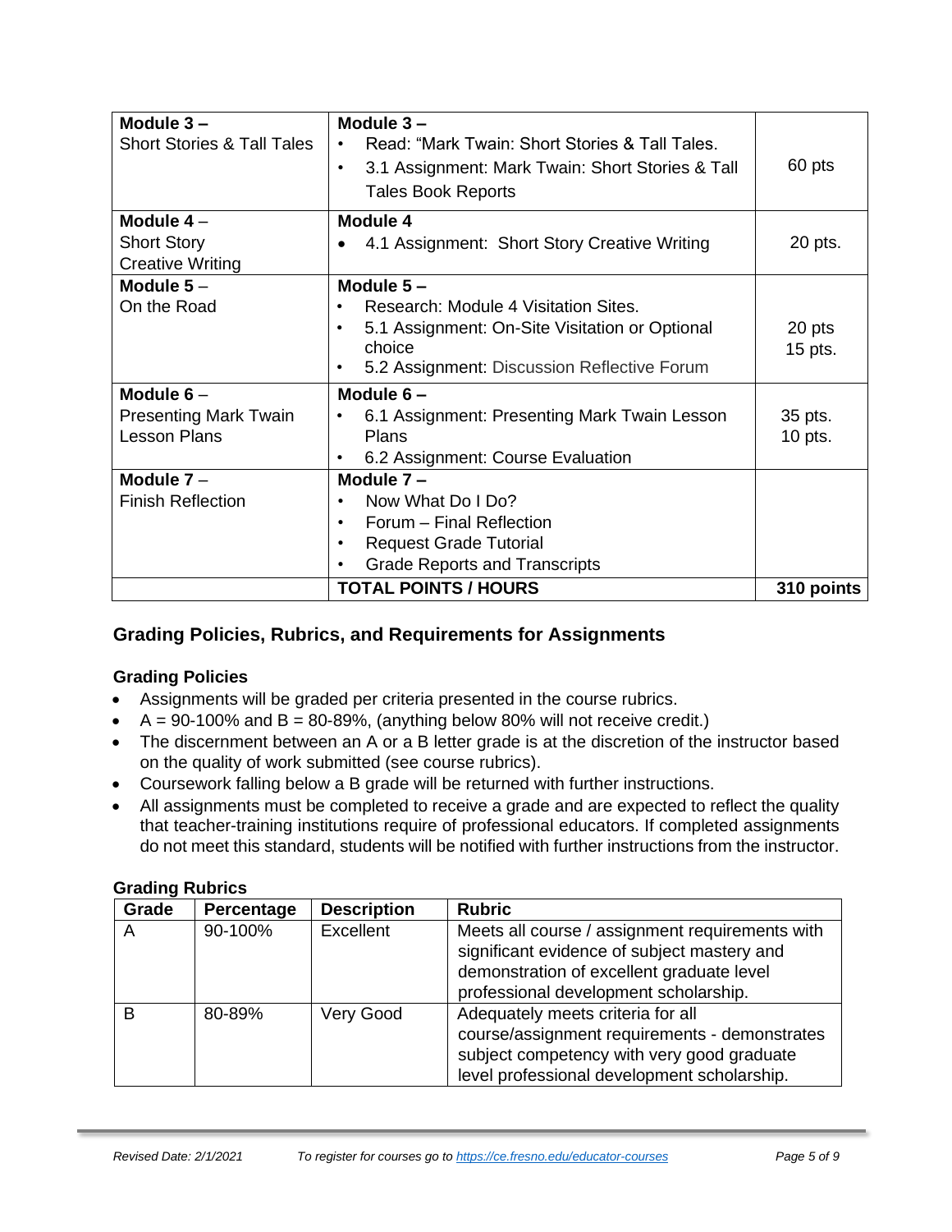| | | |
|---|---|---|
| **Module 3 –**<br>Short Stories & Tall Tales | **Module 3 –**<br>• Read: "Mark Twain: Short Stories & Tall Tales.<br>• 3.1 Assignment: Mark Twain: Short Stories & Tall Tales Book Reports | 60 pts |
| **Module 4** –<br>Short Story Creative Writing | **Module 4**<br>• 4.1 Assignment: Short Story Creative Writing | 20 pts. |
| **Module 5** –<br>On the Road | **Module 5 –**<br>• Research: Module 4 Visitation Sites.<br>• 5.1 Assignment: On-Site Visitation or Optional choice<br>• 5.2 Assignment: Discussion Reflective Forum | 20 pts<br>15 pts. |
| **Module 6** –<br>Presenting Mark Twain Lesson Plans | **Module 6 –**<br>• 6.1 Assignment: Presenting Mark Twain Lesson Plans<br>• 6.2 Assignment: Course Evaluation | 35 pts.<br>10 pts. |
| **Module 7** –<br>Finish Reflection | **Module 7 –**<br>• Now What Do I Do?<br>• Forum – Final Reflection<br>• Request Grade Tutorial<br>• Grade Reports and Transcripts | |
| | **TOTAL POINTS / HOURS** | **310 points** |

## Grading Policies, Rubrics, and Requirements for Assignments

### Grading Policies

- Assignments will be graded per criteria presented in the course rubrics.
- A = 90-100% and B = 80-89%, (anything below 80% will not receive credit.)
- The discernment between an A or a B letter grade is at the discretion of the instructor based on the quality of work submitted (see course rubrics).
- Coursework falling below a B grade will be returned with further instructions.
- All assignments must be completed to receive a grade and are expected to reflect the quality that teacher-training institutions require of professional educators. If completed assignments do not meet this standard, students will be notified with further instructions from the instructor.

### Grading Rubrics

| Grade | Percentage | Description | Rubric |
|---|---|---|---|
| A | 90-100% | Excellent | Meets all course / assignment requirements with significant evidence of subject mastery and demonstration of excellent graduate level professional development scholarship. |
| B | 80-89% | Very Good | Adequately meets criteria for all course/assignment requirements - demonstrates subject competency with very good graduate level professional development scholarship. |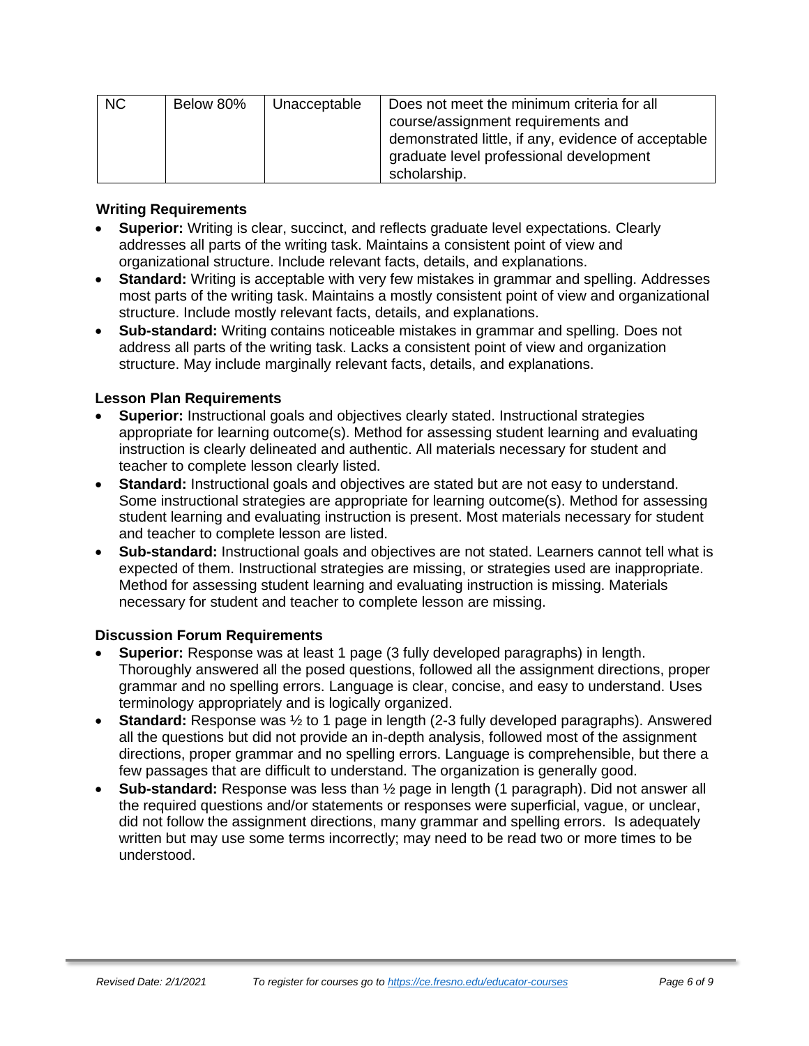| NC | Below 80% | Unacceptable | Does not meet the minimum criteria for all course/assignment requirements and demonstrated little, if any, evidence of acceptable graduate level professional development scholarship. |
|---|---|---|---|

### Writing Requirements

- **Superior:** Writing is clear, succinct, and reflects graduate level expectations. Clearly addresses all parts of the writing task. Maintains a consistent point of view and organizational structure. Include relevant facts, details, and explanations.
- **Standard:** Writing is acceptable with very few mistakes in grammar and spelling. Addresses most parts of the writing task. Maintains a mostly consistent point of view and organizational structure. Include mostly relevant facts, details, and explanations.
- **Sub-standard:** Writing contains noticeable mistakes in grammar and spelling. Does not address all parts of the writing task. Lacks a consistent point of view and organization structure. May include marginally relevant facts, details, and explanations.

### Lesson Plan Requirements

- **Superior:** Instructional goals and objectives clearly stated. Instructional strategies appropriate for learning outcome(s). Method for assessing student learning and evaluating instruction is clearly delineated and authentic. All materials necessary for student and teacher to complete lesson clearly listed.
- **Standard:** Instructional goals and objectives are stated but are not easy to understand. Some instructional strategies are appropriate for learning outcome(s). Method for assessing student learning and evaluating instruction is present. Most materials necessary for student and teacher to complete lesson are listed.
- **Sub-standard:** Instructional goals and objectives are not stated. Learners cannot tell what is expected of them. Instructional strategies are missing, or strategies used are inappropriate. Method for assessing student learning and evaluating instruction is missing. Materials necessary for student and teacher to complete lesson are missing.

### Discussion Forum Requirements

- **Superior:** Response was at least 1 page (3 fully developed paragraphs) in length. Thoroughly answered all the posed questions, followed all the assignment directions, proper grammar and no spelling errors. Language is clear, concise, and easy to understand. Uses terminology appropriately and is logically organized.
- **Standard:** Response was ½ to 1 page in length (2-3 fully developed paragraphs). Answered all the questions but did not provide an in-depth analysis, followed most of the assignment directions, proper grammar and no spelling errors. Language is comprehensible, but there a few passages that are difficult to understand. The organization is generally good.
- **Sub-standard:** Response was less than ½ page in length (1 paragraph). Did not answer all the required questions and/or statements or responses were superficial, vague, or unclear, did not follow the assignment directions, many grammar and spelling errors. Is adequately written but may use some terms incorrectly; may need to be read two or more times to be understood.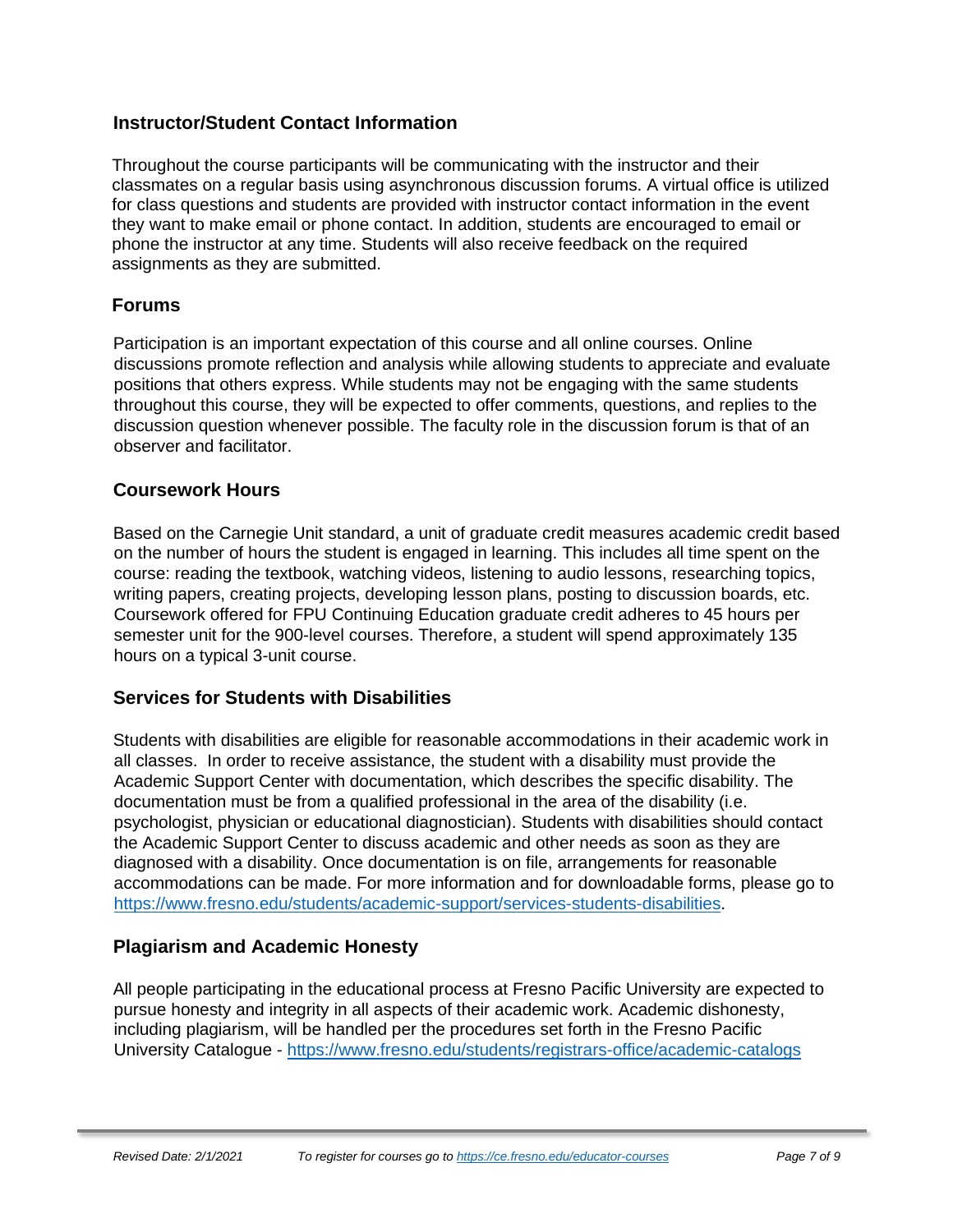## Instructor/Student Contact Information

Throughout the course participants will be communicating with the instructor and their classmates on a regular basis using asynchronous discussion forums. A virtual office is utilized for class questions and students are provided with instructor contact information in the event they want to make email or phone contact. In addition, students are encouraged to email or phone the instructor at any time. Students will also receive feedback on the required assignments as they are submitted.

## Forums

Participation is an important expectation of this course and all online courses. Online discussions promote reflection and analysis while allowing students to appreciate and evaluate positions that others express. While students may not be engaging with the same students throughout this course, they will be expected to offer comments, questions, and replies to the discussion question whenever possible. The faculty role in the discussion forum is that of an observer and facilitator.

## Coursework Hours

Based on the Carnegie Unit standard, a unit of graduate credit measures academic credit based on the number of hours the student is engaged in learning. This includes all time spent on the course: reading the textbook, watching videos, listening to audio lessons, researching topics, writing papers, creating projects, developing lesson plans, posting to discussion boards, etc. Coursework offered for FPU Continuing Education graduate credit adheres to 45 hours per semester unit for the 900-level courses. Therefore, a student will spend approximately 135 hours on a typical 3-unit course.

## Services for Students with Disabilities

Students with disabilities are eligible for reasonable accommodations in their academic work in all classes. In order to receive assistance, the student with a disability must provide the Academic Support Center with documentation, which describes the specific disability. The documentation must be from a qualified professional in the area of the disability (i.e. psychologist, physician or educational diagnostician). Students with disabilities should contact the Academic Support Center to discuss academic and other needs as soon as they are diagnosed with a disability. Once documentation is on file, arrangements for reasonable accommodations can be made. For more information and for downloadable forms, please go to [https://www.fresno.edu/students/academic-support/services-students-disabilities](https://www.fresno.edu/students/academic-support/services-students-disabilities).

## Plagiarism and Academic Honesty

All people participating in the educational process at Fresno Pacific University are expected to pursue honesty and integrity in all aspects of their academic work. Academic dishonesty, including plagiarism, will be handled per the procedures set forth in the Fresno Pacific University Catalogue - [https://www.fresno.edu/students/registrars-office/academic-catalogs](https://www.fresno.edu/students/registrars-office/academic-catalogs)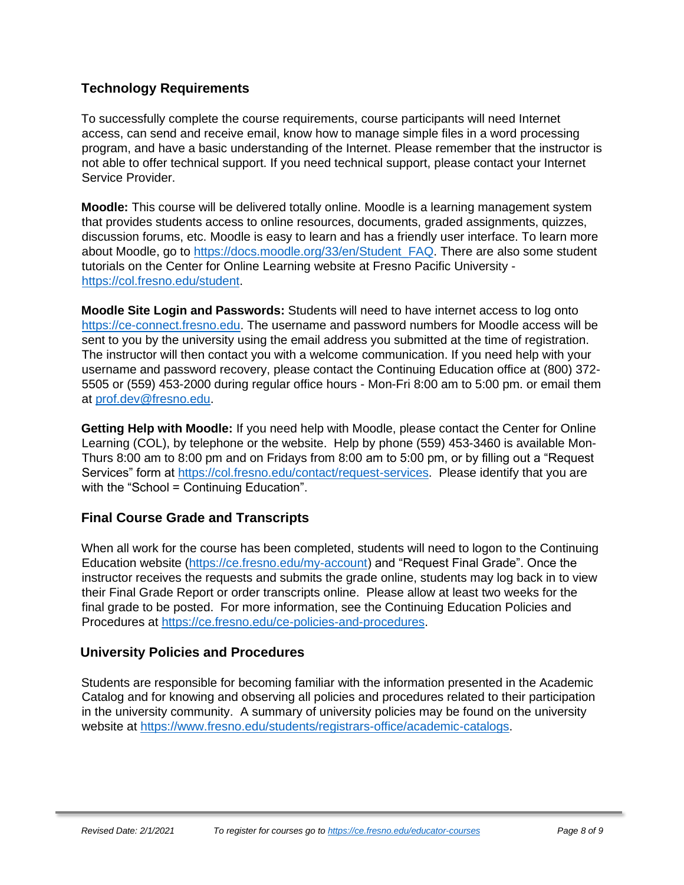## Technology Requirements

To successfully complete the course requirements, course participants will need Internet access, can send and receive email, know how to manage simple files in a word processing program, and have a basic understanding of the Internet. Please remember that the instructor is not able to offer technical support. If you need technical support, please contact your Internet Service Provider.

**Moodle:** This course will be delivered totally online. Moodle is a learning management system that provides students access to online resources, documents, graded assignments, quizzes, discussion forums, etc. Moodle is easy to learn and has a friendly user interface. To learn more about Moodle, go to https://docs.moodle.org/33/en/Student_FAQ. There are also some student tutorials on the Center for Online Learning website at Fresno Pacific University - https://col.fresno.edu/student.

**Moodle Site Login and Passwords:** Students will need to have internet access to log onto https://ce-connect.fresno.edu. The username and password numbers for Moodle access will be sent to you by the university using the email address you submitted at the time of registration. The instructor will then contact you with a welcome communication. If you need help with your username and password recovery, please contact the Continuing Education office at (800) 372-5505 or (559) 453-2000 during regular office hours - Mon-Fri 8:00 am to 5:00 pm. or email them at prof.dev@fresno.edu.

**Getting Help with Moodle:** If you need help with Moodle, please contact the Center for Online Learning (COL), by telephone or the website. Help by phone (559) 453-3460 is available Mon-Thurs 8:00 am to 8:00 pm and on Fridays from 8:00 am to 5:00 pm, or by filling out a "Request Services" form at https://col.fresno.edu/contact/request-services. Please identify that you are with the "School = Continuing Education".

## Final Course Grade and Transcripts

When all work for the course has been completed, students will need to logon to the Continuing Education website (https://ce.fresno.edu/my-account) and "Request Final Grade". Once the instructor receives the requests and submits the grade online, students may log back in to view their Final Grade Report or order transcripts online. Please allow at least two weeks for the final grade to be posted. For more information, see the Continuing Education Policies and Procedures at https://ce.fresno.edu/ce-policies-and-procedures.

## University Policies and Procedures

Students are responsible for becoming familiar with the information presented in the Academic Catalog and for knowing and observing all policies and procedures related to their participation in the university community. A summary of university policies may be found on the university website at https://www.fresno.edu/students/registrars-office/academic-catalogs.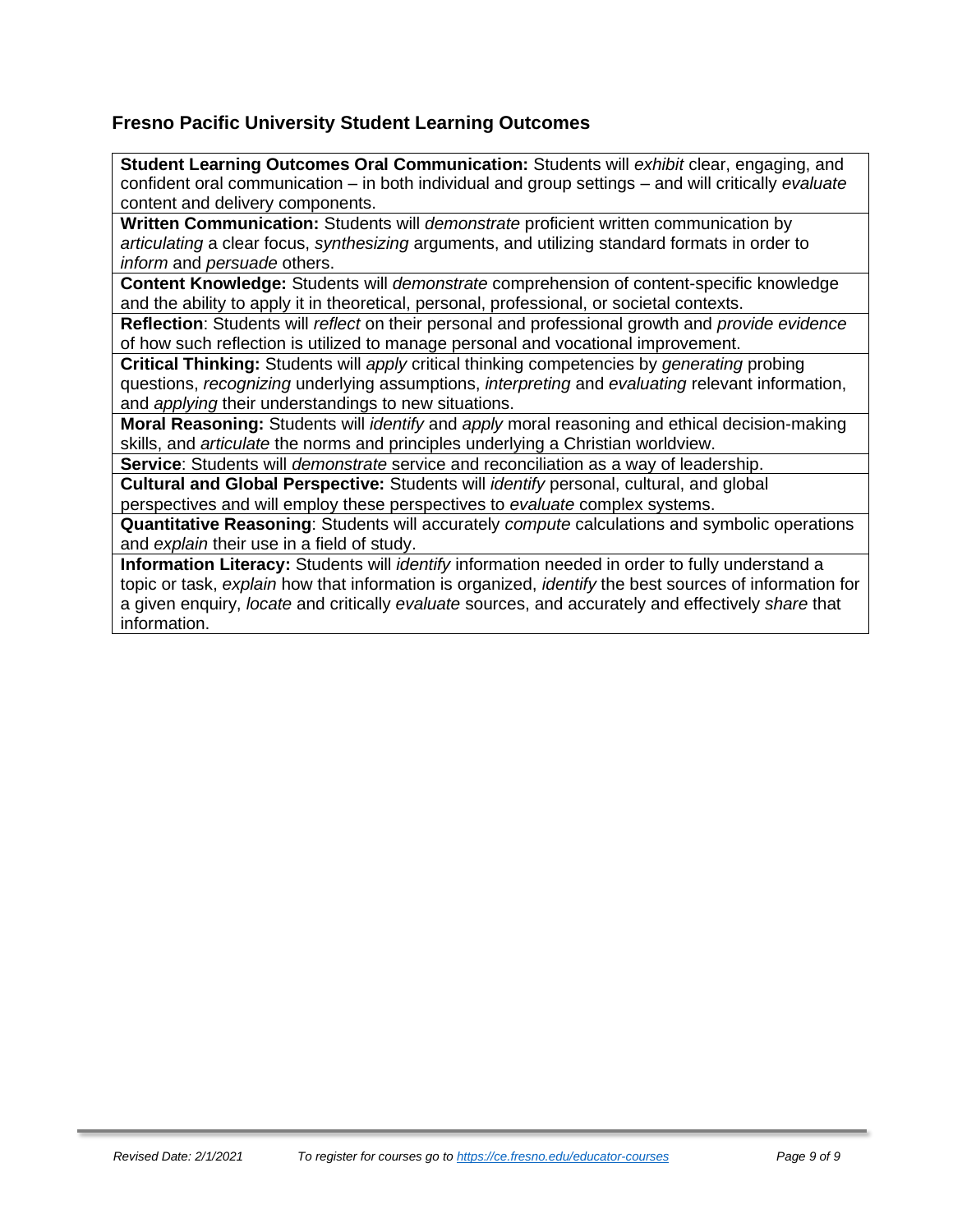## Fresno Pacific University Student Learning Outcomes

| |
|---|
| **Student Learning Outcomes Oral Communication:** Students will *exhibit* clear, engaging, and confident oral communication – in both individual and group settings – and will critically *evaluate* content and delivery components. |
| **Written Communication:** Students will *demonstrate* proficient written communication by *articulating* a clear focus, *synthesizing* arguments, and utilizing standard formats in order to *inform* and *persuade* others. |
| **Content Knowledge:** Students will *demonstrate* comprehension of content-specific knowledge and the ability to apply it in theoretical, personal, professional, or societal contexts. |
| **Reflection**: Students will *reflect* on their personal and professional growth and *provide evidence* of how such reflection is utilized to manage personal and vocational improvement. |
| **Critical Thinking:** Students will *apply* critical thinking competencies by *generating* probing questions, *recognizing* underlying assumptions, *interpreting* and *evaluating* relevant information, and *applying* their understandings to new situations. |
| **Moral Reasoning:** Students will *identify* and *apply* moral reasoning and ethical decision-making skills, and *articulate* the norms and principles underlying a Christian worldview. |
| **Service**: Students will *demonstrate* service and reconciliation as a way of leadership. |
| **Cultural and Global Perspective:** Students will *identify* personal, cultural, and global perspectives and will employ these perspectives to *evaluate* complex systems. |
| **Quantitative Reasoning**: Students will accurately *compute* calculations and symbolic operations and *explain* their use in a field of study. |
| **Information Literacy:** Students will *identify* information needed in order to fully understand a topic or task, *explain* how that information is organized, *identify* the best sources of information for a given enquiry, *locate* and critically *evaluate* sources, and accurately and effectively *share* that information. |